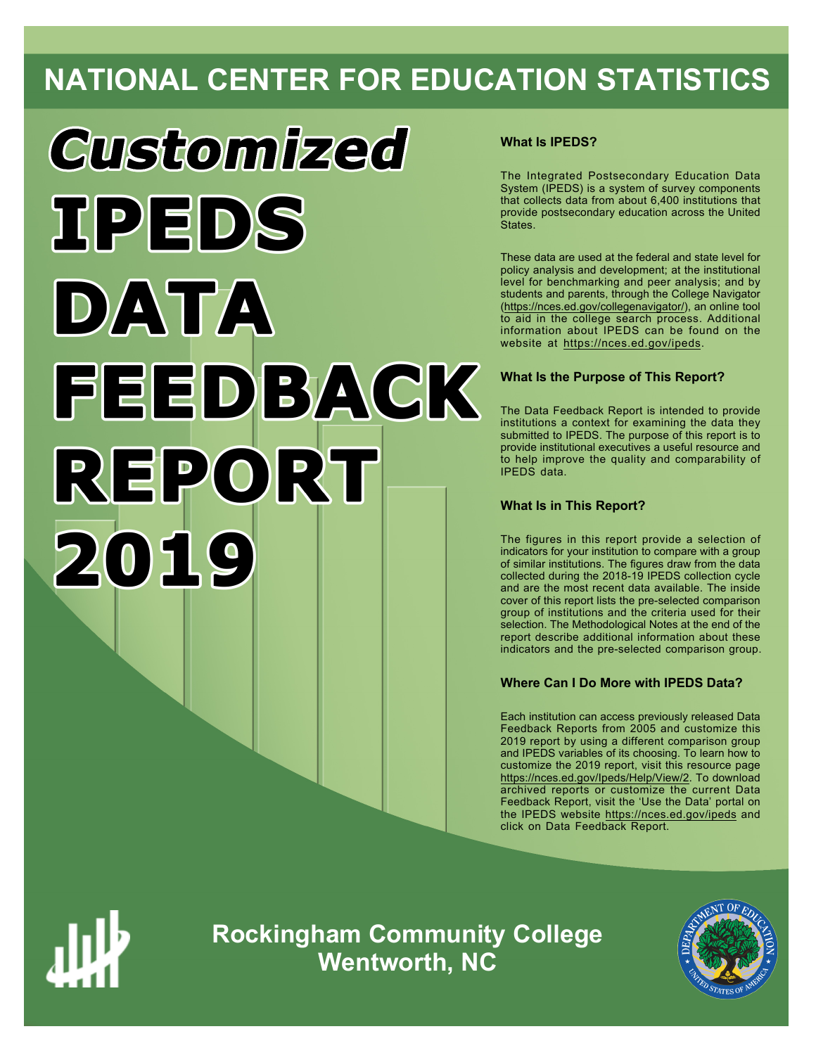# NATIONAL CENTER FOR EDUCATION STATISTICS

# Customized IPEDS DATA FEEDBACK REPORT 2019

### What Is IPEDS?

The Integrated Postsecondary Education Data System (IPEDS) is a system of survey components that collects data from about 6,400 institutions that provide postsecondary education across the United States.

These data are used at the federal and state level for policy analysis and development; at the institutional level for benchmarking and peer analysis; and by students and parents, through the College Navigator (https://nces.ed.gov/collegenavigator/), an online tool to aid in the college search process. Additional information about IPEDS can be found on the website at https://nces.ed.gov/ipeds.

### What Is the Purpose of This Report?

The Data Feedback Report is intended to provide institutions a context for examining the data they submitted to IPEDS. The purpose of this report is to provide institutional executives a useful resource and to help improve the quality and comparability of IPEDS data.

### What Is in This Report?

The figures in this report provide a selection of indicators for your institution to compare with a group of similar institutions. The figures draw from the data collected during the 2018-19 IPEDS collection cycle and are the most recent data available. The inside cover of this report lists the pre-selected comparison group of institutions and the criteria used for their selection. The Methodological Notes at the end of the report describe additional information about these indicators and the pre-selected comparison group.

### Where Can I Do More with IPEDS Data?

Each institution can access previously released Data Feedback Reports from 2005 and customize this 2019 report by using a different comparison group and IPEDS variables of its choosing. To learn how to customize the 2019 report, visit this resource page https://nces.ed.gov/Ipeds/Help/View/2. To download archived reports or customize the current Data Feedback Report, visit the 'Use the Data' portal on the IPEDS website https://nces.ed.gov/ipeds and click on Data Feedback Report.

**Rockingham Community College**
**Wentworth, NC**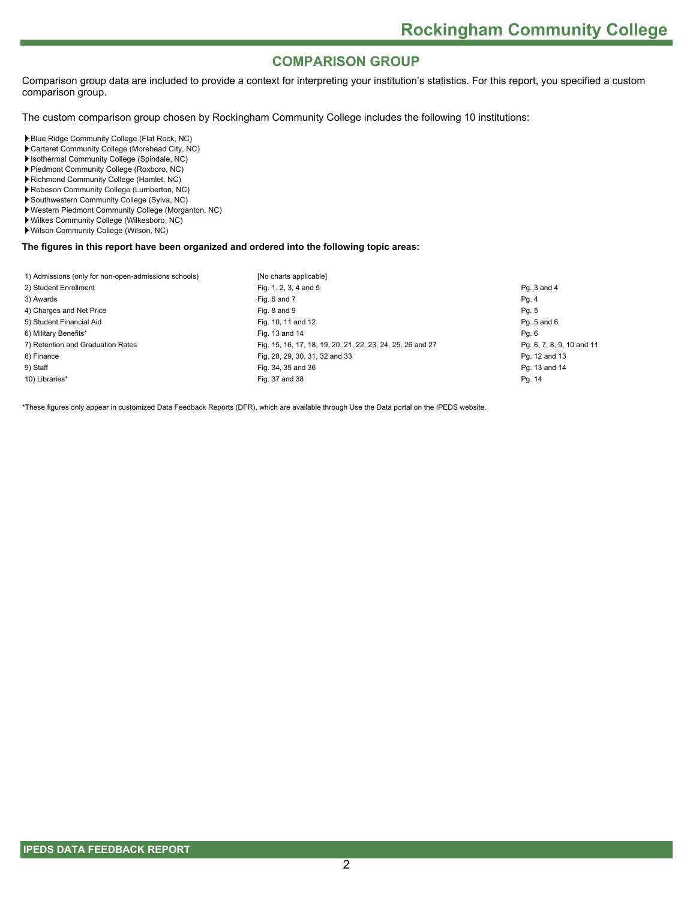## COMPARISON GROUP

Comparison group data are included to provide a context for interpreting your institution's statistics. For this report, you specified a custom comparison group.

The custom comparison group chosen by Rockingham Community College includes the following 10 institutions:

- Blue Ridge Community College (Flat Rock, NC)
- Carteret Community College (Morehead City, NC)
- Isothermal Community College (Spindale, NC)
- Piedmont Community College (Roxboro, NC)
- Richmond Community College (Hamlet, NC)
- Robeson Community College (Lumberton, NC)
- Southwestern Community College (Sylva, NC)
- Western Piedmont Community College (Morganton, NC)
- Wilkes Community College (Wilkesboro, NC)
- Wilson Community College (Wilson, NC)

**The figures in this report have been organized and ordered into the following topic areas:**

| | | |
|---|---|---|
| 1) Admissions (only for non-open-admissions schools) | [No charts applicable] | |
| 2) Student Enrollment | Fig. 1, 2, 3, 4 and 5 | Pg. 3 and 4 |
| 3) Awards | Fig. 6 and 7 | Pg. 4 |
| 4) Charges and Net Price | Fig. 8 and 9 | Pg. 5 |
| 5) Student Financial Aid | Fig. 10, 11 and 12 | Pg. 5 and 6 |
| 6) Military Benefits* | Fig. 13 and 14 | Pg. 6 |
| 7) Retention and Graduation Rates | Fig. 15, 16, 17, 18, 19, 20, 21, 22, 23, 24, 25, 26 and 27 | Pg. 6, 7, 8, 9, 10 and 11 |
| 8) Finance | Fig. 28, 29, 30, 31, 32 and 33 | Pg. 12 and 13 |
| 9) Staff | Fig. 34, 35 and 36 | Pg. 13 and 14 |
| 10) Libraries* | Fig. 37 and 38 | Pg. 14 |

*These figures only appear in customized Data Feedback Reports (DFR), which are available through Use the Data portal on the IPEDS website.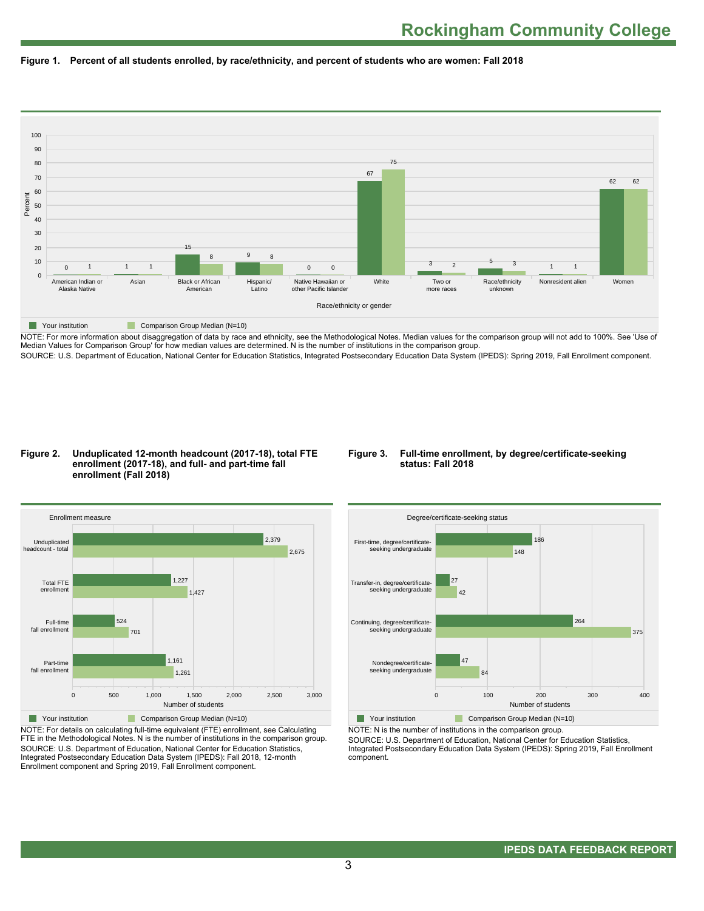## Figure 1. Percent of all students enrolled, by race/ethnicity, and percent of students who are women: Fall 2018

| Race/ethnicity or gender | Your institution | Comparison Group Median (N=10) |
|---|---|---|
| American Indian or Alaska Native | 0 | 1 |
| Asian | 1 | 1 |
| Black or African American | 15 | 8 |
| Hispanic/ Latino | 9 | 8 |
| Native Hawaiian or other Pacific Islander | 0 | 0 |
| White | 67 | 75 |
| Two or more races | 3 | 2 |
| Race/ethnicity unknown | 5 | 3 |
| Nonresident alien | 1 | 1 |
| Women | 62 | 62 |

NOTE: For more information about disaggregation of data by race and ethnicity, see the Methodological Notes. Median values for the comparison group will not add to 100%. See 'Use of Median Values for Comparison Group' for how median values are determined. N is the number of institutions in the comparison group.

SOURCE: U.S. Department of Education, National Center for Education Statistics, Integrated Postsecondary Education Data System (IPEDS): Spring 2019, Fall Enrollment component.

## Figure 2. Unduplicated 12-month headcount (2017-18), total FTE enrollment (2017-18), and full- and part-time fall enrollment (Fall 2018)

| Enrollment measure | Your institution | Comparison Group Median (N=10) |
|---|---|---|
| Unduplicated headcount - total | 2,379 | 2,675 |
| Total FTE enrollment | 1,227 | 1,427 |
| Full-time fall enrollment | 524 | 701 |
| Part-time fall enrollment | 1,161 | 1,261 |

NOTE: For details on calculating full-time equivalent (FTE) enrollment, see Calculating FTE in the Methodological Notes. N is the number of institutions in the comparison group.

SOURCE: U.S. Department of Education, National Center for Education Statistics, Integrated Postsecondary Education Data System (IPEDS): Fall 2018, 12-month Enrollment component and Spring 2019, Fall Enrollment component.

## Figure 3. Full-time enrollment, by degree/certificate-seeking status: Fall 2018

| Degree/certificate-seeking status | Your institution | Comparison Group Median (N=10) |
|---|---|---|
| First-time, degree/certificate-seeking undergraduate | 186 | 148 |
| Transfer-in, degree/certificate-seeking undergraduate | 27 | 42 |
| Continuing, degree/certificate-seeking undergraduate | 264 | 375 |
| Nondegree/certificate-seeking undergraduate | 47 | 84 |

NOTE: N is the number of institutions in the comparison group.

SOURCE: U.S. Department of Education, National Center for Education Statistics, Integrated Postsecondary Education Data System (IPEDS): Spring 2019, Fall Enrollment component.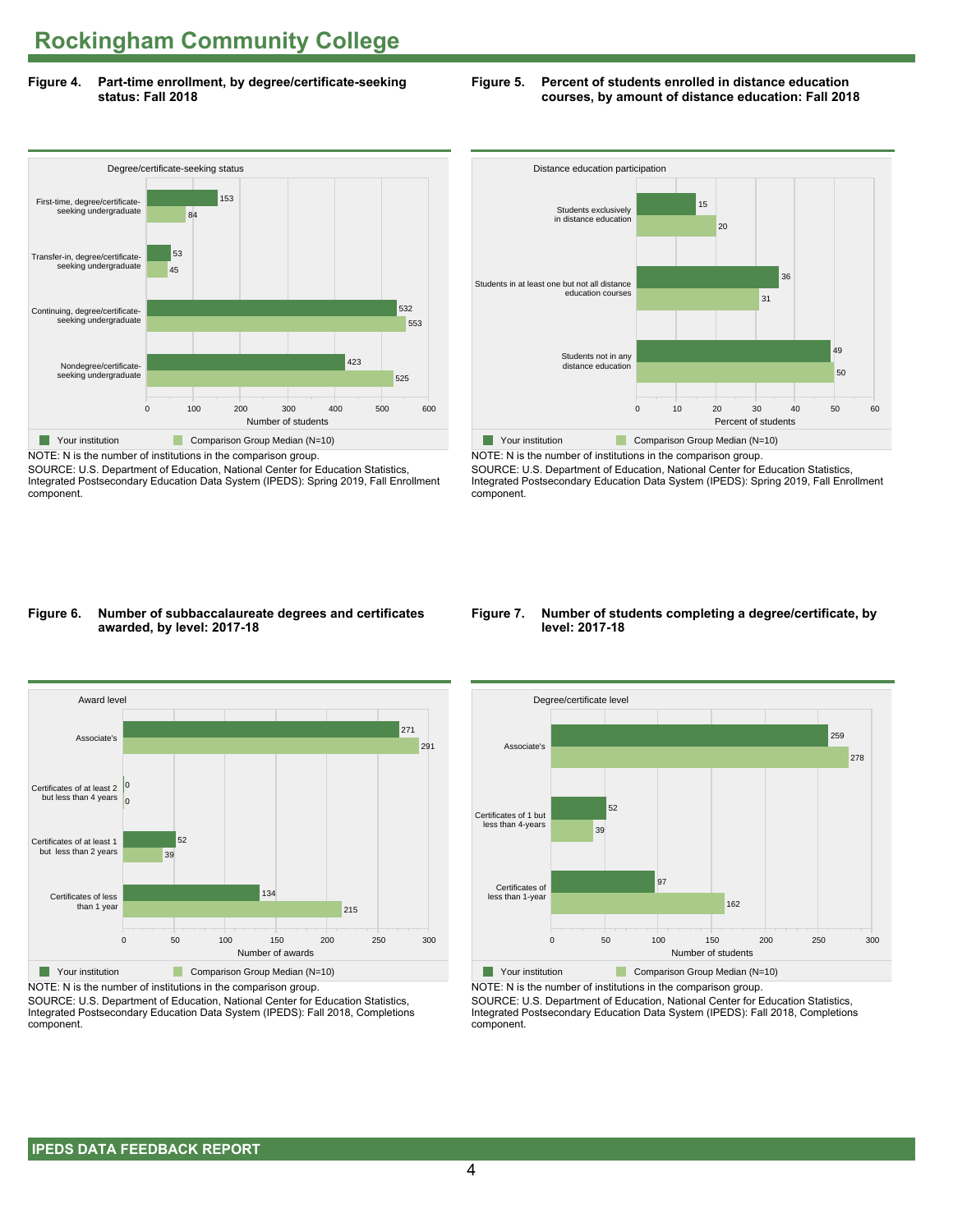# Rockingham Community College

**Figure 4. Part-time enrollment, by degree/certificate-seeking status: Fall 2018**

| Degree/certificate-seeking status | Your institution | Comparison Group Median (N=10) |
|---|---|---|
| First-time, degree/certificate-seeking undergraduate | 153 | 84 |
| Transfer-in, degree/certificate-seeking undergraduate | 53 | 45 |
| Continuing, degree/certificate-seeking undergraduate | 532 | 553 |
| Nondegree/certificate-seeking undergraduate | 423 | 525 |

Number of students

NOTE: N is the number of institutions in the comparison group.
SOURCE: U.S. Department of Education, National Center for Education Statistics, Integrated Postsecondary Education Data System (IPEDS): Spring 2019, Fall Enrollment component.

**Figure 5. Percent of students enrolled in distance education courses, by amount of distance education: Fall 2018**

| Distance education participation | Your institution | Comparison Group Median (N=10) |
|---|---|---|
| Students exclusively in distance education | 15 | 20 |
| Students in at least one but not all distance education courses | 36 | 31 |
| Students not in any distance education | 49 | 50 |

Percent of students

NOTE: N is the number of institutions in the comparison group.
SOURCE: U.S. Department of Education, National Center for Education Statistics, Integrated Postsecondary Education Data System (IPEDS): Spring 2019, Fall Enrollment component.

**Figure 6. Number of subbaccalaureate degrees and certificates awarded, by level: 2017-18**

| Award level | Your institution | Comparison Group Median (N=10) |
|---|---|---|
| Associate's | 271 | 291 |
| Certificates of at least 2 but less than 4 years | 0 | 0 |
| Certificates of at least 1 but less than 2 years | 52 | 39 |
| Certificates of less than 1 year | 134 | 215 |

Number of awards

NOTE: N is the number of institutions in the comparison group.
SOURCE: U.S. Department of Education, National Center for Education Statistics, Integrated Postsecondary Education Data System (IPEDS): Fall 2018, Completions component.

**Figure 7. Number of students completing a degree/certificate, by level: 2017-18**

| Degree/certificate level | Your institution | Comparison Group Median (N=10) |
|---|---|---|
| Associate's | 259 | 278 |
| Certificates of 1 but less than 4-years | 52 | 39 |
| Certificates of less than 1-year | 97 | 162 |

Number of students

NOTE: N is the number of institutions in the comparison group.
SOURCE: U.S. Department of Education, National Center for Education Statistics, Integrated Postsecondary Education Data System (IPEDS): Fall 2018, Completions component.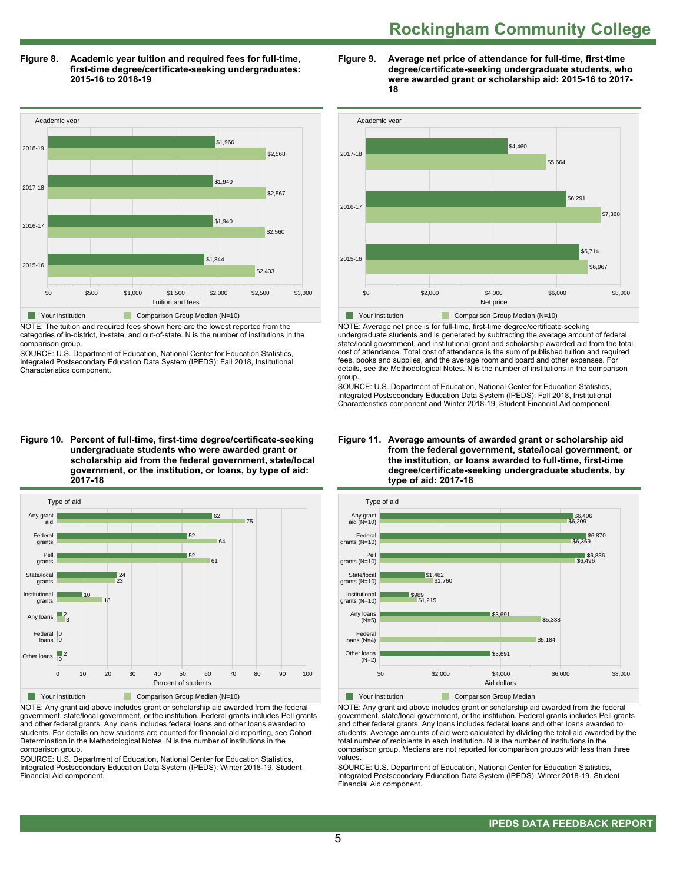# Rockingham Community College

**Figure 8. Academic year tuition and required fees for full-time, first-time degree/certificate-seeking undergraduates: 2015-16 to 2018-19**

| Academic year | Your institution | Comparison Group Median (N=10) |
|---|---|---|
| 2018-19 | $1,966 | $2,568 |
| 2017-18 | $1,940 | $2,567 |
| 2016-17 | $1,940 | $2,560 |
| 2015-16 | $1,844 | $2,433 |

NOTE: The tuition and required fees shown here are the lowest reported from the categories of in-district, in-state, and out-of-state. N is the number of institutions in the comparison group.

SOURCE: U.S. Department of Education, National Center for Education Statistics, Integrated Postsecondary Education Data System (IPEDS): Fall 2018, Institutional Characteristics component.

**Figure 9. Average net price of attendance for full-time, first-time degree/certificate-seeking undergraduate students, who were awarded grant or scholarship aid: 2015-16 to 2017-18**

| Academic year | Your institution | Comparison Group Median (N=10) |
|---|---|---|
| 2017-18 | $4,460 | $5,664 |
| 2016-17 | $6,291 | $7,368 |
| 2015-16 | $6,714 | $6,967 |

NOTE: Average net price is for full-time, first-time degree/certificate-seeking undergraduate students and is generated by subtracting the average amount of federal, state/local government, and institutional grant and scholarship awarded aid from the total cost of attendance. Total cost of attendance is the sum of published tuition and required fees, books and supplies, and the average room and board and other expenses. For details, see the Methodological Notes. N is the number of institutions in the comparison group.

SOURCE: U.S. Department of Education, National Center for Education Statistics, Integrated Postsecondary Education Data System (IPEDS): Fall 2018, Institutional Characteristics component and Winter 2018-19, Student Financial Aid component.

**Figure 10. Percent of full-time, first-time degree/certificate-seeking undergraduate students who were awarded grant or scholarship aid from the federal government, state/local government, or the institution, or loans, by type of aid: 2017-18**

| Type of aid | Your institution | Comparison Group Median (N=10) |
|---|---|---|
| Any grant aid | 62 | 75 |
| Federal grants | 52 | 64 |
| Pell grants | 52 | 61 |
| State/local grants | 24 | 23 |
| Institutional grants | 10 | 18 |
| Any loans | 2 | 3 |
| Federal loans | 0 | 0 |
| Other loans | 2 | 0 |

NOTE: Any grant aid above includes grant or scholarship aid awarded from the federal government, state/local government, or the institution. Federal grants includes Pell grants and other federal grants. Any loans includes federal loans and other loans awarded to students. For details on how students are counted for financial aid reporting, see Cohort Determination in the Methodological Notes. N is the number of institutions in the comparison group.

SOURCE: U.S. Department of Education, National Center for Education Statistics, Integrated Postsecondary Education Data System (IPEDS): Winter 2018-19, Student Financial Aid component.

**Figure 11. Average amounts of awarded grant or scholarship aid from the federal government, state/local government, or the institution, or loans awarded to full-time, first-time degree/certificate-seeking undergraduate students, by type of aid: 2017-18**

| Type of aid | Your institution | Comparison Group Median |
|---|---|---|
| Any grant aid (N=10) | $6,406 | $6,209 |
| Federal grants (N=10) | $6,870 | $6,369 |
| Pell grants (N=10) | $6,836 | $6,496 |
| State/local grants (N=10) | $1,482 | $1,760 |
| Institutional grants (N=10) | $989 | $1,215 |
| Any loans (N=5) | $3,691 | $5,338 |
| Federal loans (N=4) | | $5,184 |
| Other loans (N=2) | $3,691 | |

NOTE: Any grant aid above includes grant or scholarship aid awarded from the federal government, state/local government, or the institution. Federal grants includes Pell grants and other federal grants. Any loans includes federal loans and other loans awarded to students. Average amounts of aid were calculated by dividing the total aid awarded by the total number of recipients in each institution. N is the number of institutions in the comparison group. Medians are not reported for comparison groups with less than three values.

SOURCE: U.S. Department of Education, National Center for Education Statistics, Integrated Postsecondary Education Data System (IPEDS): Winter 2018-19, Student Financial Aid component.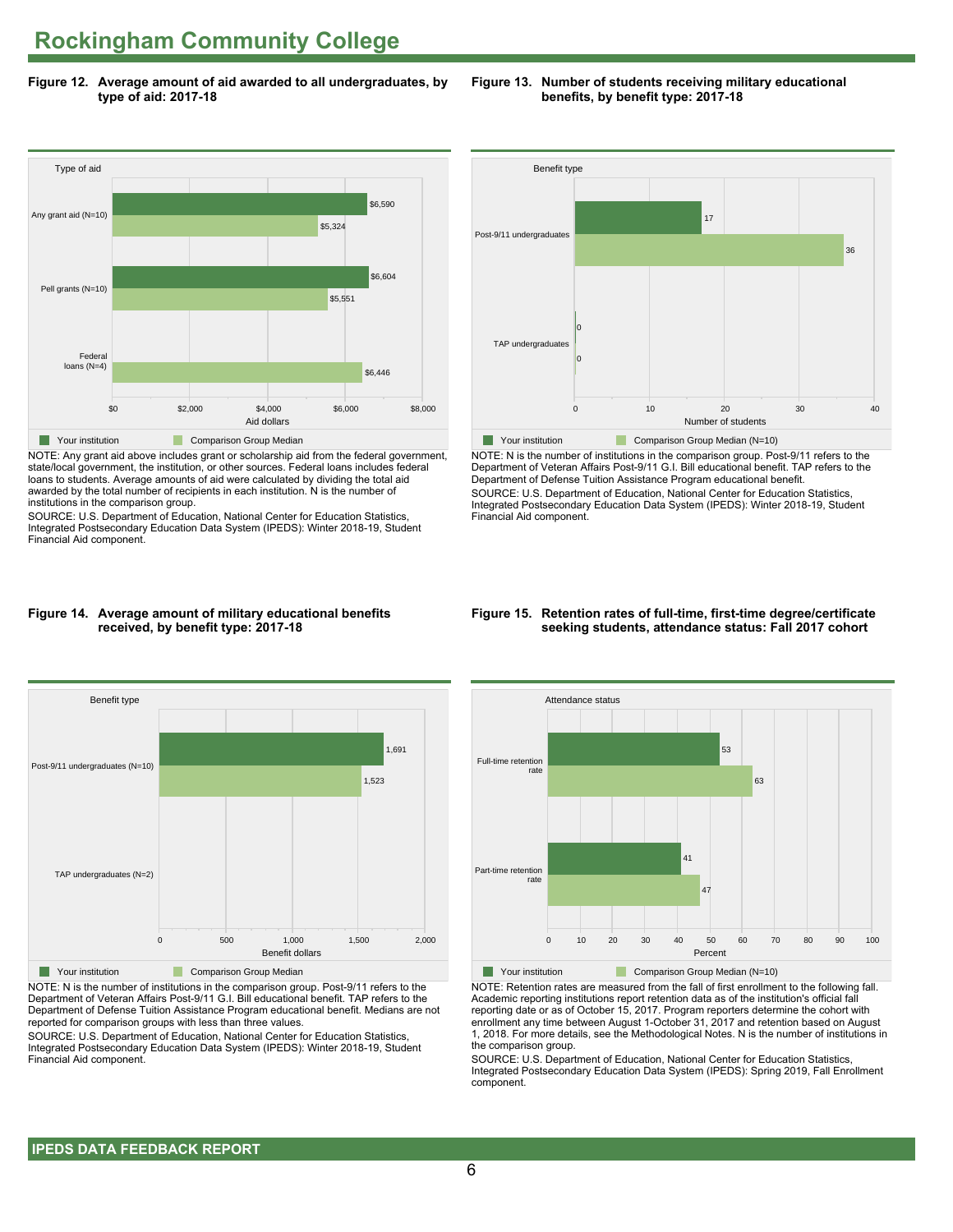# Rockingham Community College

**Figure 12. Average amount of aid awarded to all undergraduates, by type of aid: 2017-18**

| Type of aid | Your institution | Comparison Group Median |
|---|---|---|
| Any grant aid (N=10) | $6,590 | $5,324 |
| Pell grants (N=10) | $6,604 | $5,551 |
| Federal loans (N=4) | | $6,446 |

NOTE: Any grant aid above includes grant or scholarship aid from the federal government, state/local government, the institution, or other sources. Federal loans includes federal loans to students. Average amounts of aid were calculated by dividing the total aid awarded by the total number of recipients in each institution. N is the number of institutions in the comparison group.

SOURCE: U.S. Department of Education, National Center for Education Statistics, Integrated Postsecondary Education Data System (IPEDS): Winter 2018-19, Student Financial Aid component.

**Figure 13. Number of students receiving military educational benefits, by benefit type: 2017-18**

| Benefit type | Your institution | Comparison Group Median (N=10) |
|---|---|---|
| Post-9/11 undergraduates | 17 | 36 |
| TAP undergraduates | 0 | 0 |

NOTE: N is the number of institutions in the comparison group. Post-9/11 refers to the Department of Veteran Affairs Post-9/11 G.I. Bill educational benefit. TAP refers to the Department of Defense Tuition Assistance Program educational benefit.

SOURCE: U.S. Department of Education, National Center for Education Statistics, Integrated Postsecondary Education Data System (IPEDS): Winter 2018-19, Student Financial Aid component.

**Figure 14. Average amount of military educational benefits received, by benefit type: 2017-18**

| Benefit type | Your institution | Comparison Group Median |
|---|---|---|
| Post-9/11 undergraduates (N=10) | 1,691 | 1,523 |
| TAP undergraduates (N=2) | | |

NOTE: N is the number of institutions in the comparison group. Post-9/11 refers to the Department of Veteran Affairs Post-9/11 G.I. Bill educational benefit. TAP refers to the Department of Defense Tuition Assistance Program educational benefit. Medians are not reported for comparison groups with less than three values.

SOURCE: U.S. Department of Education, National Center for Education Statistics, Integrated Postsecondary Education Data System (IPEDS): Winter 2018-19, Student Financial Aid component.

**Figure 15. Retention rates of full-time, first-time degree/certificate seeking students, attendance status: Fall 2017 cohort**

| Attendance status | Your institution | Comparison Group Median (N=10) |
|---|---|---|
| Full-time retention rate | 53 | 63 |
| Part-time retention rate | 41 | 47 |

NOTE: Retention rates are measured from the fall of first enrollment to the following fall. Academic reporting institutions report retention data as of the institution's official fall reporting date or as of October 15, 2017. Program reporters determine the cohort with enrollment any time between August 1-October 31, 2017 and retention based on August 1, 2018. For more details, see the Methodological Notes. N is the number of institutions in the comparison group.

SOURCE: U.S. Department of Education, National Center for Education Statistics, Integrated Postsecondary Education Data System (IPEDS): Spring 2019, Fall Enrollment component.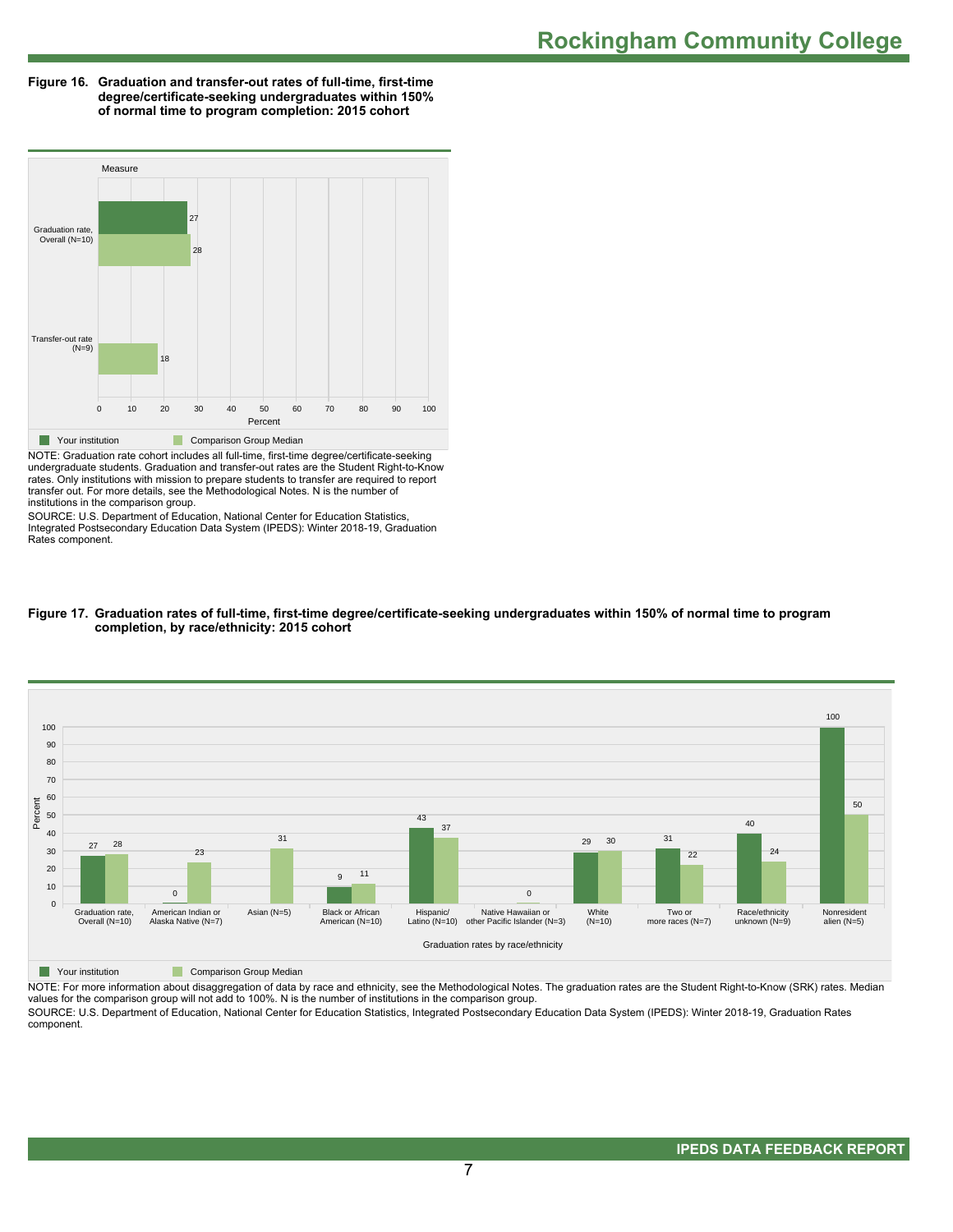**Figure 16. Graduation and transfer-out rates of full-time, first-time degree/certificate-seeking undergraduates within 150% of normal time to program completion: 2015 cohort**

| Measure | Your institution | Comparison Group Median |
|---|---|---|
| Graduation rate, Overall (N=10) | 27 | 28 |
| Transfer-out rate (N=9) | | 18 |

NOTE: Graduation rate cohort includes all full-time, first-time degree/certificate-seeking undergraduate students. Graduation and transfer-out rates are the Student Right-to-Know rates. Only institutions with mission to prepare students to transfer are required to report transfer out. For more details, see the Methodological Notes. N is the number of institutions in the comparison group.

SOURCE: U.S. Department of Education, National Center for Education Statistics, Integrated Postsecondary Education Data System (IPEDS): Winter 2018-19, Graduation Rates component.

**Figure 17. Graduation rates of full-time, first-time degree/certificate-seeking undergraduates within 150% of normal time to program completion, by race/ethnicity: 2015 cohort**

| Graduation rates by race/ethnicity | Your institution | Comparison Group Median |
|---|---|---|
| Graduation rate, Overall (N=10) | 27 | 28 |
| American Indian or Alaska Native (N=7) | 0 | 23 |
| Asian (N=5) | | 31 |
| Black or African American (N=10) | 9 | 11 |
| Hispanic/ Latino (N=10) | 43 | 37 |
| Native Hawaiian or other Pacific Islander (N=3) | | 0 |
| White (N=10) | 29 | 30 |
| Two or more races (N=7) | 31 | 22 |
| Race/ethnicity unknown (N=9) | 40 | 24 |
| Nonresident alien (N=5) | 100 | 50 |

NOTE: For more information about disaggregation of data by race and ethnicity, see the Methodological Notes. The graduation rates are the Student Right-to-Know (SRK) rates. Median values for the comparison group will not add to 100%. N is the number of institutions in the comparison group.

SOURCE: U.S. Department of Education, National Center for Education Statistics, Integrated Postsecondary Education Data System (IPEDS): Winter 2018-19, Graduation Rates component.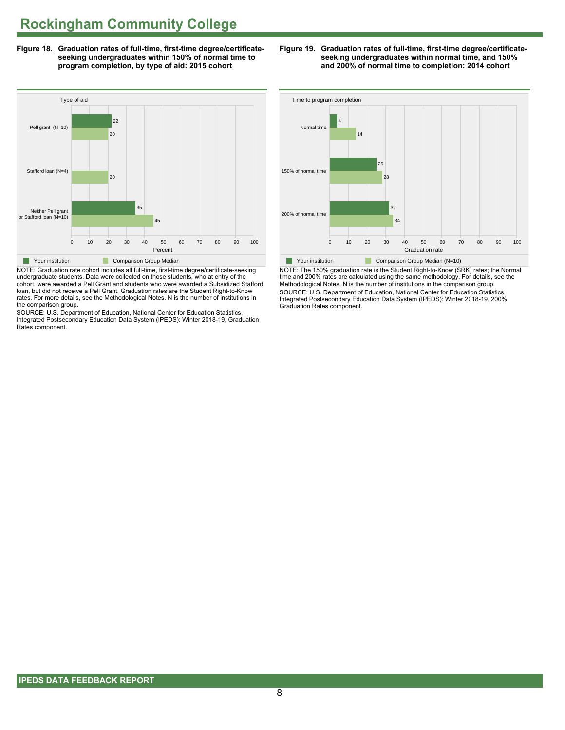# Rockingham Community College

**Figure 18. Graduation rates of full-time, first-time degree/certificate-seeking undergraduates within 150% of normal time to program completion, by type of aid: 2015 cohort**

| Type of aid | Your institution | Comparison Group Median |
|---|---|---|
| Pell grant (N=10) | 22 | 20 |
| Stafford loan (N=4) | | 20 |
| Neither Pell grant or Stafford loan (N=10) | 35 | 45 |

NOTE: Graduation rate cohort includes all full-time, first-time degree/certificate-seeking undergraduate students. Data were collected on those students, who at entry of the cohort, were awarded a Pell Grant and students who were awarded a Subsidized Stafford loan, but did not receive a Pell Grant. Graduation rates are the Student Right-to-Know rates. For more details, see the Methodological Notes. N is the number of institutions in the comparison group.

SOURCE: U.S. Department of Education, National Center for Education Statistics, Integrated Postsecondary Education Data System (IPEDS): Winter 2018-19, Graduation Rates component.

**Figure 19. Graduation rates of full-time, first-time degree/certificate-seeking undergraduates within normal time, and 150% and 200% of normal time to completion: 2014 cohort**

| Time to program completion | Your institution | Comparison Group Median (N=10) |
|---|---|---|
| Normal time | 4 | 14 |
| 150% of normal time | 25 | 28 |
| 200% of normal time | 32 | 34 |

NOTE: The 150% graduation rate is the Student Right-to-Know (SRK) rates; the Normal time and 200% rates are calculated using the same methodology. For details, see the Methodological Notes. N is the number of institutions in the comparison group.

SOURCE: U.S. Department of Education, National Center for Education Statistics, Integrated Postsecondary Education Data System (IPEDS): Winter 2018-19, 200% Graduation Rates component.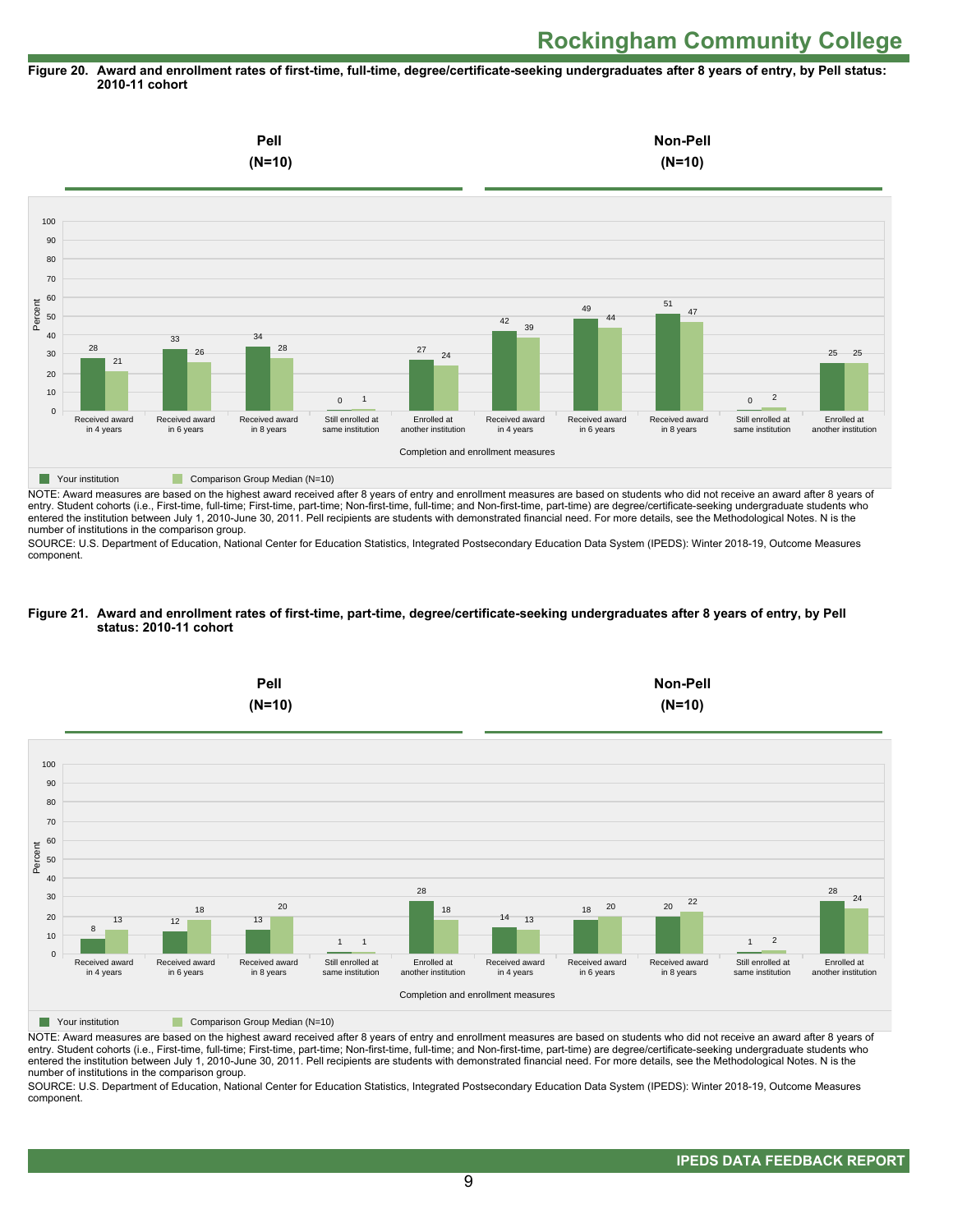## Rockingham Community College

**Figure 20. Award and enrollment rates of first-time, full-time, degree/certificate-seeking undergraduates after 8 years of entry, by Pell status: 2010-11 cohort**

| | Pell (N=10) | | Non-Pell (N=10) | |
|---|---|---|---|---|
| Completion and enrollment measures | Your institution | Comparison Group Median (N=10) | Your institution | Comparison Group Median (N=10) |
| Received award in 4 years | 28 | 21 | 42 | 39 |
| Received award in 6 years | 33 | 26 | 49 | 44 |
| Received award in 8 years | 34 | 28 | 51 | 47 |
| Still enrolled at same institution | 0 | 1 | 0 | 2 |
| Enrolled at another institution | 27 | 24 | 25 | 25 |

NOTE: Award measures are based on the highest award received after 8 years of entry and enrollment measures are based on students who did not receive an award after 8 years of entry. Student cohorts (i.e., First-time, full-time; First-time, part-time; Non-first-time, full-time; and Non-first-time, part-time) are degree/certificate-seeking undergraduate students who entered the institution between July 1, 2010-June 30, 2011. Pell recipients are students with demonstrated financial need. For more details, see the Methodological Notes. N is the number of institutions in the comparison group.

SOURCE: U.S. Department of Education, National Center for Education Statistics, Integrated Postsecondary Education Data System (IPEDS): Winter 2018-19, Outcome Measures component.

**Figure 21. Award and enrollment rates of first-time, part-time, degree/certificate-seeking undergraduates after 8 years of entry, by Pell status: 2010-11 cohort**

| | Pell (N=10) | | Non-Pell (N=10) | |
|---|---|---|---|---|
| Completion and enrollment measures | Your institution | Comparison Group Median (N=10) | Your institution | Comparison Group Median (N=10) |
| Received award in 4 years | 8 | 13 | 14 | 13 |
| Received award in 6 years | 12 | 18 | 18 | 20 |
| Received award in 8 years | 13 | 20 | 20 | 22 |
| Still enrolled at same institution | 1 | 1 | 1 | 2 |
| Enrolled at another institution | 28 | 18 | 28 | 24 |

NOTE: Award measures are based on the highest award received after 8 years of entry and enrollment measures are based on students who did not receive an award after 8 years of entry. Student cohorts (i.e., First-time, full-time; First-time, part-time; Non-first-time, full-time; and Non-first-time, part-time) are degree/certificate-seeking undergraduate students who entered the institution between July 1, 2010-June 30, 2011. Pell recipients are students with demonstrated financial need. For more details, see the Methodological Notes. N is the number of institutions in the comparison group.

SOURCE: U.S. Department of Education, National Center for Education Statistics, Integrated Postsecondary Education Data System (IPEDS): Winter 2018-19, Outcome Measures component.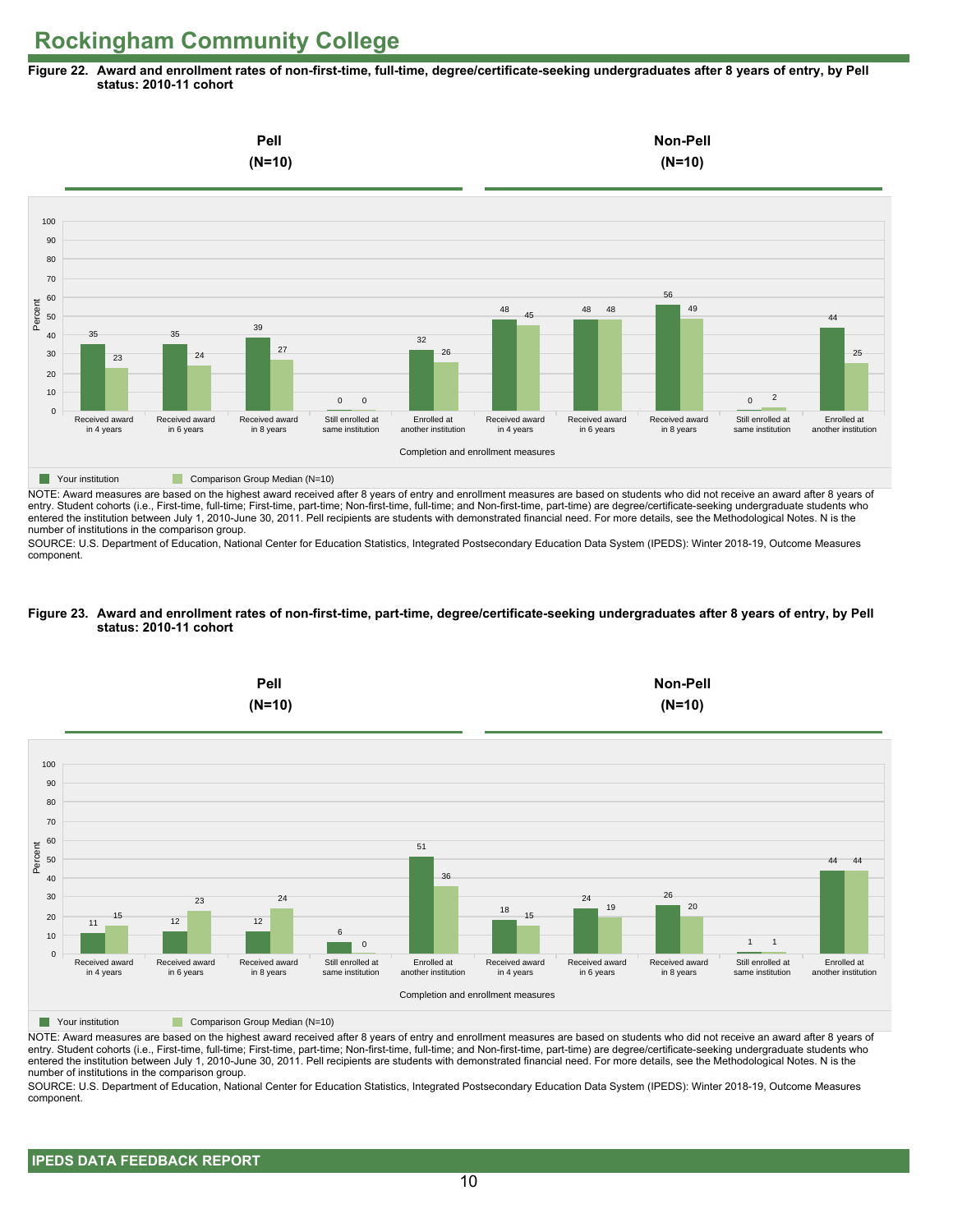# Rockingham Community College

**Figure 22. Award and enrollment rates of non-first-time, full-time, degree/certificate-seeking undergraduates after 8 years of entry, by Pell status: 2010-11 cohort**

| Completion and enrollment measures | Pell (N=10): Your institution | Pell (N=10): Comparison Group Median (N=10) | Non-Pell (N=10): Your institution | Non-Pell (N=10): Comparison Group Median (N=10) |
|---|---|---|---|---|
| Received award in 4 years | 35 | 23 | 48 | 45 |
| Received award in 6 years | 35 | 24 | 48 | 48 |
| Received award in 8 years | 39 | 27 | 56 | 49 |
| Still enrolled at same institution | 0 | 0 | 0 | 2 |
| Enrolled at another institution | 32 | 26 | 44 | 25 |

NOTE: Award measures are based on the highest award received after 8 years of entry and enrollment measures are based on students who did not receive an award after 8 years of entry. Student cohorts (i.e., First-time, full-time; First-time, part-time; Non-first-time, full-time; and Non-first-time, part-time) are degree/certificate-seeking undergraduate students who entered the institution between July 1, 2010-June 30, 2011. Pell recipients are students with demonstrated financial need. For more details, see the Methodological Notes. N is the number of institutions in the comparison group.

SOURCE: U.S. Department of Education, National Center for Education Statistics, Integrated Postsecondary Education Data System (IPEDS): Winter 2018-19, Outcome Measures component.

**Figure 23. Award and enrollment rates of non-first-time, part-time, degree/certificate-seeking undergraduates after 8 years of entry, by Pell status: 2010-11 cohort**

| Completion and enrollment measures | Pell (N=10): Your institution | Pell (N=10): Comparison Group Median (N=10) | Non-Pell (N=10): Your institution | Non-Pell (N=10): Comparison Group Median (N=10) |
|---|---|---|---|---|
| Received award in 4 years | 11 | 15 | 18 | 15 |
| Received award in 6 years | 12 | 23 | 24 | 19 |
| Received award in 8 years | 12 | 24 | 26 | 20 |
| Still enrolled at same institution | 6 | 0 | 1 | 1 |
| Enrolled at another institution | 51 | 36 | 44 | 44 |

NOTE: Award measures are based on the highest award received after 8 years of entry and enrollment measures are based on students who did not receive an award after 8 years of entry. Student cohorts (i.e., First-time, full-time; First-time, part-time; Non-first-time, full-time; and Non-first-time, part-time) are degree/certificate-seeking undergraduate students who entered the institution between July 1, 2010-June 30, 2011. Pell recipients are students with demonstrated financial need. For more details, see the Methodological Notes. N is the number of institutions in the comparison group.

SOURCE: U.S. Department of Education, National Center for Education Statistics, Integrated Postsecondary Education Data System (IPEDS): Winter 2018-19, Outcome Measures component.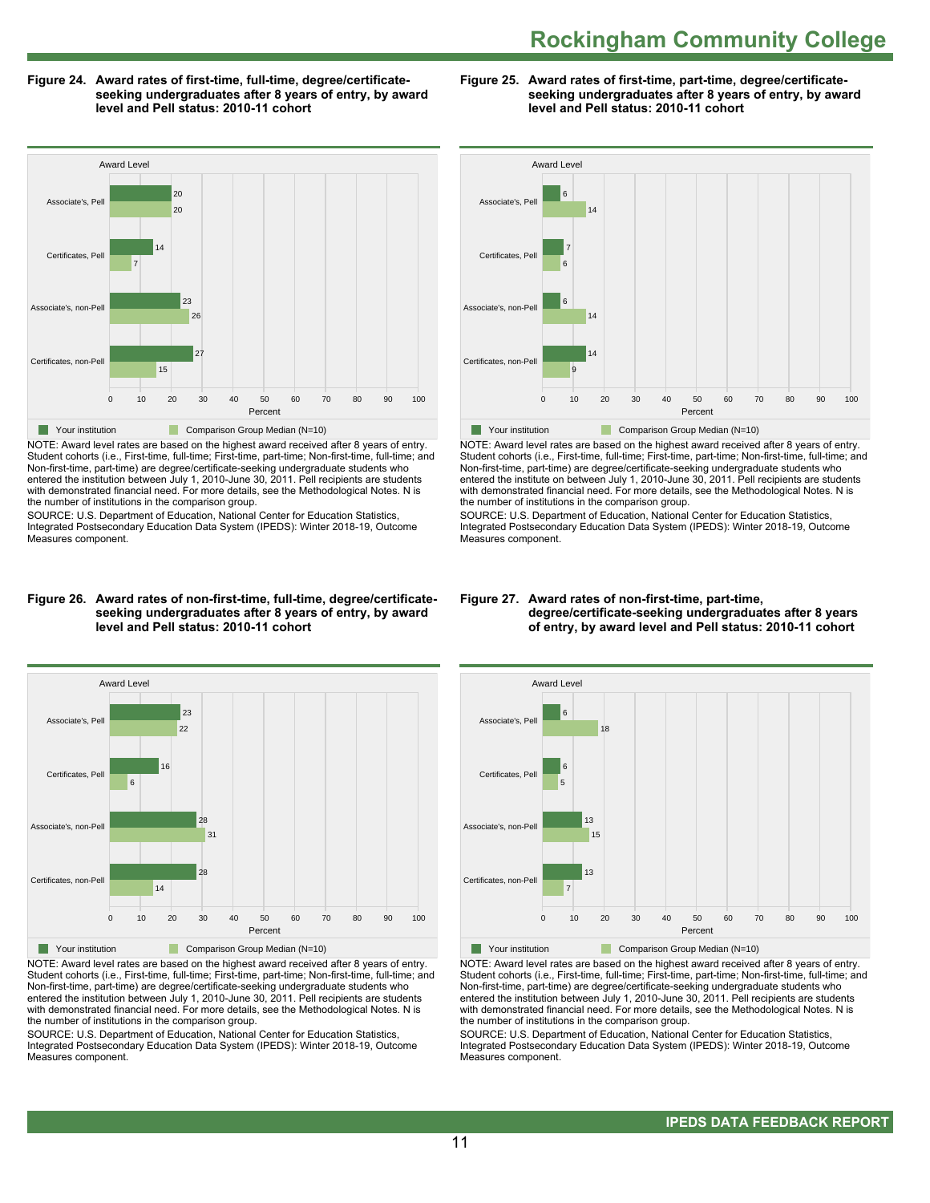## Rockingham Community College

**Figure 24. Award rates of first-time, full-time, degree/certificate-seeking undergraduates after 8 years of entry, by award level and Pell status: 2010-11 cohort**

| Award Level | Your institution | Comparison Group Median (N=10) |
|---|---|---|
| Associate's, Pell | 20 | 20 |
| Certificates, Pell | 14 | 7 |
| Associate's, non-Pell | 23 | 26 |
| Certificates, non-Pell | 27 | 15 |

NOTE: Award level rates are based on the highest award received after 8 years of entry. Student cohorts (i.e., First-time, full-time; First-time, part-time; Non-first-time, full-time; and Non-first-time, part-time) are degree/certificate-seeking undergraduate students who entered the institution between July 1, 2010-June 30, 2011. Pell recipients are students with demonstrated financial need. For more details, see the Methodological Notes. N is the number of institutions in the comparison group.
SOURCE: U.S. Department of Education, National Center for Education Statistics, Integrated Postsecondary Education Data System (IPEDS): Winter 2018-19, Outcome Measures component.

**Figure 25. Award rates of first-time, part-time, degree/certificate-seeking undergraduates after 8 years of entry, by award level and Pell status: 2010-11 cohort**

| Award Level | Your institution | Comparison Group Median (N=10) |
|---|---|---|
| Associate's, Pell | 6 | 14 |
| Certificates, Pell | 7 | 6 |
| Associate's, non-Pell | 6 | 14 |
| Certificates, non-Pell | 14 | 9 |

NOTE: Award level rates are based on the highest award received after 8 years of entry. Student cohorts (i.e., First-time, full-time; First-time, part-time; Non-first-time, full-time; and Non-first-time, part-time) are degree/certificate-seeking undergraduate students who entered the institute on between July 1, 2010-June 30, 2011. Pell recipients are students with demonstrated financial need. For more details, see the Methodological Notes. N is the number of institutions in the comparison group.
SOURCE: U.S. Department of Education, National Center for Education Statistics, Integrated Postsecondary Education Data System (IPEDS): Winter 2018-19, Outcome Measures component.

**Figure 26. Award rates of non-first-time, full-time, degree/certificate-seeking undergraduates after 8 years of entry, by award level and Pell status: 2010-11 cohort**

| Award Level | Your institution | Comparison Group Median (N=10) |
|---|---|---|
| Associate's, Pell | 23 | 22 |
| Certificates, Pell | 16 | 6 |
| Associate's, non-Pell | 28 | 31 |
| Certificates, non-Pell | 28 | 14 |

NOTE: Award level rates are based on the highest award received after 8 years of entry. Student cohorts (i.e., First-time, full-time; First-time, part-time; Non-first-time, full-time; and Non-first-time, part-time) are degree/certificate-seeking undergraduate students who entered the institution between July 1, 2010-June 30, 2011. Pell recipients are students with demonstrated financial need. For more details, see the Methodological Notes. N is the number of institutions in the comparison group.
SOURCE: U.S. Department of Education, National Center for Education Statistics, Integrated Postsecondary Education Data System (IPEDS): Winter 2018-19, Outcome Measures component.

**Figure 27. Award rates of non-first-time, part-time, degree/certificate-seeking undergraduates after 8 years of entry, by award level and Pell status: 2010-11 cohort**

| Award Level | Your institution | Comparison Group Median (N=10) |
|---|---|---|
| Associate's, Pell | 6 | 18 |
| Certificates, Pell | 6 | 5 |
| Associate's, non-Pell | 13 | 15 |
| Certificates, non-Pell | 13 | 7 |

NOTE: Award level rates are based on the highest award received after 8 years of entry. Student cohorts (i.e., First-time, full-time; First-time, part-time; Non-first-time, full-time; and Non-first-time, part-time) are degree/certificate-seeking undergraduate students who entered the institution between July 1, 2010-June 30, 2011. Pell recipients are students with demonstrated financial need. For more details, see the Methodological Notes. N is the number of institutions in the comparison group.
SOURCE: U.S. Department of Education, National Center for Education Statistics, Integrated Postsecondary Education Data System (IPEDS): Winter 2018-19, Outcome Measures component.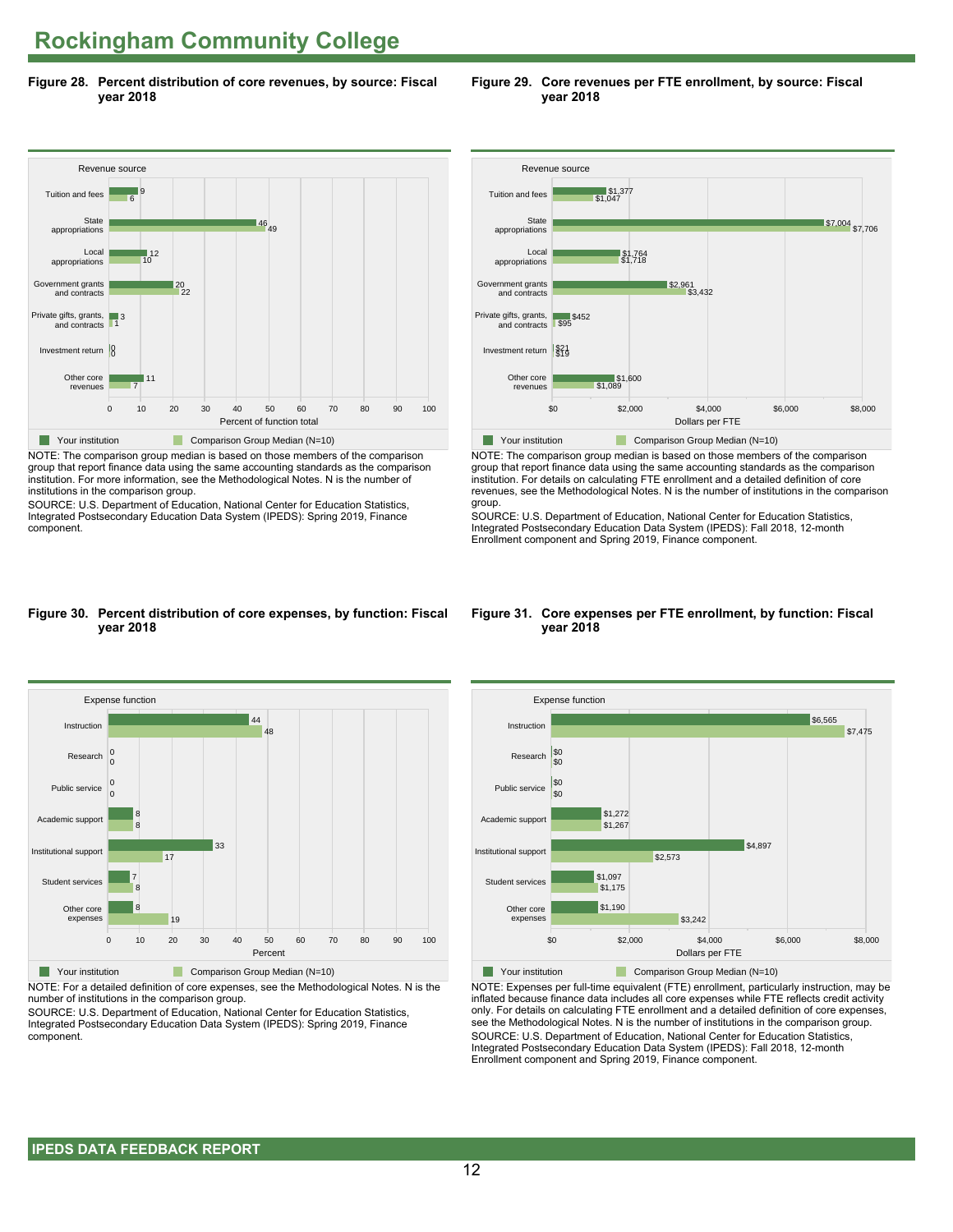# Rockingham Community College

**Figure 28. Percent distribution of core revenues, by source: Fiscal year 2018**

| Revenue source | Your institution | Comparison Group Median (N=10) |
|---|---|---|
| Tuition and fees | 9 | 6 |
| State appropriations | 46 | 49 |
| Local appropriations | 12 | 10 |
| Government grants and contracts | 20 | 22 |
| Private gifts, grants, and contracts | 3 | 1 |
| Investment return | 0 | 0 |
| Other core revenues | 11 | 7 |

Percent of function total

NOTE: The comparison group median is based on those members of the comparison group that report finance data using the same accounting standards as the comparison institution. For more information, see the Methodological Notes. N is the number of institutions in the comparison group.

SOURCE: U.S. Department of Education, National Center for Education Statistics, Integrated Postsecondary Education Data System (IPEDS): Spring 2019, Finance component.

**Figure 29. Core revenues per FTE enrollment, by source: Fiscal year 2018**

| Revenue source | Your institution | Comparison Group Median (N=10) |
|---|---|---|
| Tuition and fees | $1,377 | $1,047 |
| State appropriations | $7,004 | $7,706 |
| Local appropriations | $1,764 | $1,718 |
| Government grants and contracts | $2,961 | $3,432 |
| Private gifts, grants, and contracts | $452 | $95 |
| Investment return | $21 | $19 |
| Other core revenues | $1,600 | $1,089 |

Dollars per FTE

NOTE: The comparison group median is based on those members of the comparison group that report finance data using the same accounting standards as the comparison institution. For details on calculating FTE enrollment and a detailed definition of core revenues, see the Methodological Notes. N is the number of institutions in the comparison group.

SOURCE: U.S. Department of Education, National Center for Education Statistics, Integrated Postsecondary Education Data System (IPEDS): Fall 2018, 12-month Enrollment component and Spring 2019, Finance component.

**Figure 30. Percent distribution of core expenses, by function: Fiscal year 2018**

| Expense function | Your institution | Comparison Group Median (N=10) |
|---|---|---|
| Instruction | 44 | 48 |
| Research | 0 | 0 |
| Public service | 0 | 0 |
| Academic support | 8 | 8 |
| Institutional support | 33 | 17 |
| Student services | 7 | 8 |
| Other core expenses | 8 | 19 |

Percent

NOTE: For a detailed definition of core expenses, see the Methodological Notes. N is the number of institutions in the comparison group.

SOURCE: U.S. Department of Education, National Center for Education Statistics, Integrated Postsecondary Education Data System (IPEDS): Spring 2019, Finance component.

**Figure 31. Core expenses per FTE enrollment, by function: Fiscal year 2018**

| Expense function | Your institution | Comparison Group Median (N=10) |
|---|---|---|
| Instruction | $6,565 | $7,475 |
| Research | $0 | $0 |
| Public service | $0 | $0 |
| Academic support | $1,272 | $1,267 |
| Institutional support | $4,897 | $2,573 |
| Student services | $1,097 | $1,175 |
| Other core expenses | $1,190 | $3,242 |

Dollars per FTE

NOTE: Expenses per full-time equivalent (FTE) enrollment, particularly instruction, may be inflated because finance data includes all core expenses while FTE reflects credit activity only. For details on calculating FTE enrollment and a detailed definition of core expenses, see the Methodological Notes. N is the number of institutions in the comparison group.

SOURCE: U.S. Department of Education, National Center for Education Statistics, Integrated Postsecondary Education Data System (IPEDS): Fall 2018, 12-month Enrollment component and Spring 2019, Finance component.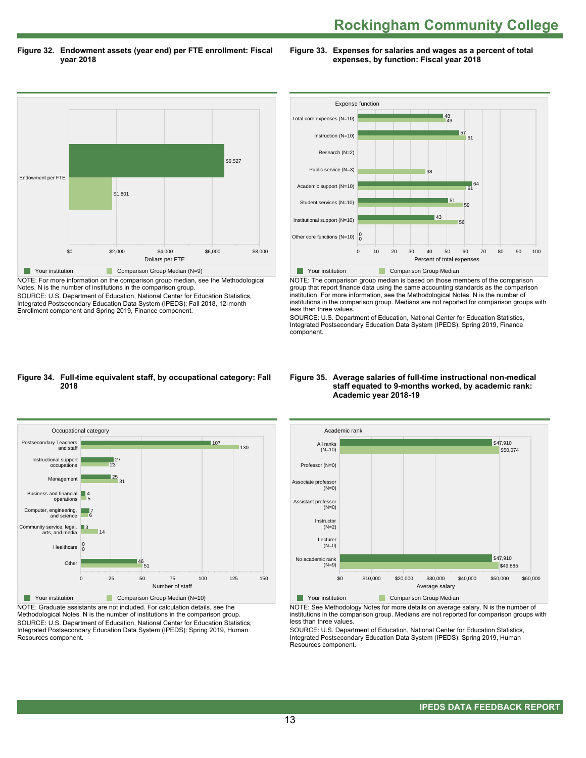# Rockingham Community College

**Figure 32. Endowment assets (year end) per FTE enrollment: Fiscal year 2018**

| | Your institution | Comparison Group Median (N=9) |
|---|---|---|
| Endowment per FTE | $6,527 | $1,801 |

Dollars per FTE

NOTE: For more information on the comparison group median, see the Methodological Notes. N is the number of institutions in the comparison group.
SOURCE: U.S. Department of Education, National Center for Education Statistics, Integrated Postsecondary Education Data System (IPEDS): Fall 2018, 12-month Enrollment component and Spring 2019, Finance component.

**Figure 33. Expenses for salaries and wages as a percent of total expenses, by function: Fiscal year 2018**

| Expense function | Your institution | Comparison Group Median |
|---|---|---|
| Total core expenses (N=10) | 48 | 49 |
| Instruction (N=10) | 57 | 61 |
| Research (N=2) | | |
| Public service (N=3) | | 38 |
| Academic support (N=10) | 64 | 61 |
| Student services (N=10) | 51 | 59 |
| Institutional support (N=10) | 43 | 56 |
| Other core functions (N=10) | 0 | 0 |

Percent of total expenses

NOTE: The comparison group median is based on those members of the comparison group that report finance data using the same accounting standards as the comparison institution. For more information, see the Methodological Notes. N is the number of institutions in the comparison group. Medians are not reported for comparison groups with less than three values.
SOURCE: U.S. Department of Education, National Center for Education Statistics, Integrated Postsecondary Education Data System (IPEDS): Spring 2019, Finance component.

**Figure 34. Full-time equivalent staff, by occupational category: Fall 2018**

| Occupational category | Your institution | Comparison Group Median (N=10) |
|---|---|---|
| Postsecondary Teachers and staff | 107 | 130 |
| Instructional support occupations | 27 | 23 |
| Management | 25 | 31 |
| Business and financial operations | 4 | 5 |
| Computer, engineering, and science | 7 | 6 |
| Community service, legal, arts, and media | 3 | 14 |
| Healthcare | 0 | 0 |
| Other | 46 | 51 |

Number of staff

NOTE: Graduate assistants are not included. For calculation details, see the Methodological Notes. N is the number of institutions in the comparison group.
SOURCE: U.S. Department of Education, National Center for Education Statistics, Integrated Postsecondary Education Data System (IPEDS): Spring 2019, Human Resources component.

**Figure 35. Average salaries of full-time instructional non-medical staff equated to 9-months worked, by academic rank: Academic year 2018-19**

| Academic rank | Your institution | Comparison Group Median |
|---|---|---|
| All ranks (N=10) | $47,910 | $50,074 |
| Professor (N=0) | | |
| Associate professor (N=0) | | |
| Assistant professor (N=0) | | |
| Instructor (N=2) | | |
| Lecturer (N=0) | | |
| No academic rank (N=9) | $47,910 | $49,885 |

Average salary

NOTE: See Methodology Notes for more details on average salary. N is the number of institutions in the comparison group. Medians are not reported for comparison groups with less than three values.
SOURCE: U.S. Department of Education, National Center for Education Statistics, Integrated Postsecondary Education Data System (IPEDS): Spring 2019, Human Resources component.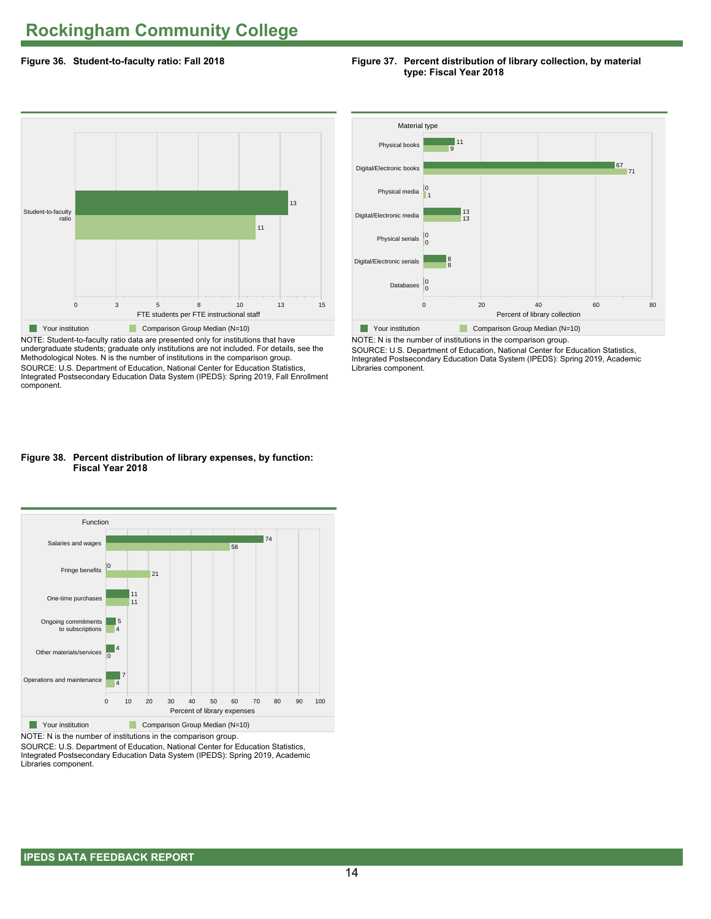# Rockingham Community College

**Figure 36. Student-to-faculty ratio: Fall 2018**

| | Your institution | Comparison Group Median (N=10) |
|---|---|---|
| Student-to-faculty ratio | 13 | 11 |

FTE students per FTE instructional staff

NOTE: Student-to-faculty ratio data are presented only for institutions that have undergraduate students; graduate only institutions are not included. For details, see the Methodological Notes. N is the number of institutions in the comparison group.

SOURCE: U.S. Department of Education, National Center for Education Statistics, Integrated Postsecondary Education Data System (IPEDS): Spring 2019, Fall Enrollment component.

**Figure 37. Percent distribution of library collection, by material type: Fiscal Year 2018**

| Material type | Your institution | Comparison Group Median (N=10) |
|---|---|---|
| Physical books | 11 | 9 |
| Digital/Electronic books | 67 | 71 |
| Physical media | 0 | 1 |
| Digital/Electronic media | 13 | 13 |
| Physical serials | 0 | 0 |
| Digital/Electronic serials | 8 | 8 |
| Databases | 0 | 0 |

Percent of library collection

NOTE: N is the number of institutions in the comparison group.

SOURCE: U.S. Department of Education, National Center for Education Statistics, Integrated Postsecondary Education Data System (IPEDS): Spring 2019, Academic Libraries component.

**Figure 38. Percent distribution of library expenses, by function: Fiscal Year 2018**

| Function | Your institution | Comparison Group Median (N=10) |
|---|---|---|
| Salaries and wages | 74 | 58 |
| Fringe benefits | 0 | 21 |
| One-time purchases | 11 | 11 |
| Ongoing commitments to subscriptions | 5 | 4 |
| Other materials/services | 4 | 0 |
| Operations and maintenance | 7 | 4 |

Percent of library expenses

NOTE: N is the number of institutions in the comparison group.

SOURCE: U.S. Department of Education, National Center for Education Statistics, Integrated Postsecondary Education Data System (IPEDS): Spring 2019, Academic Libraries component.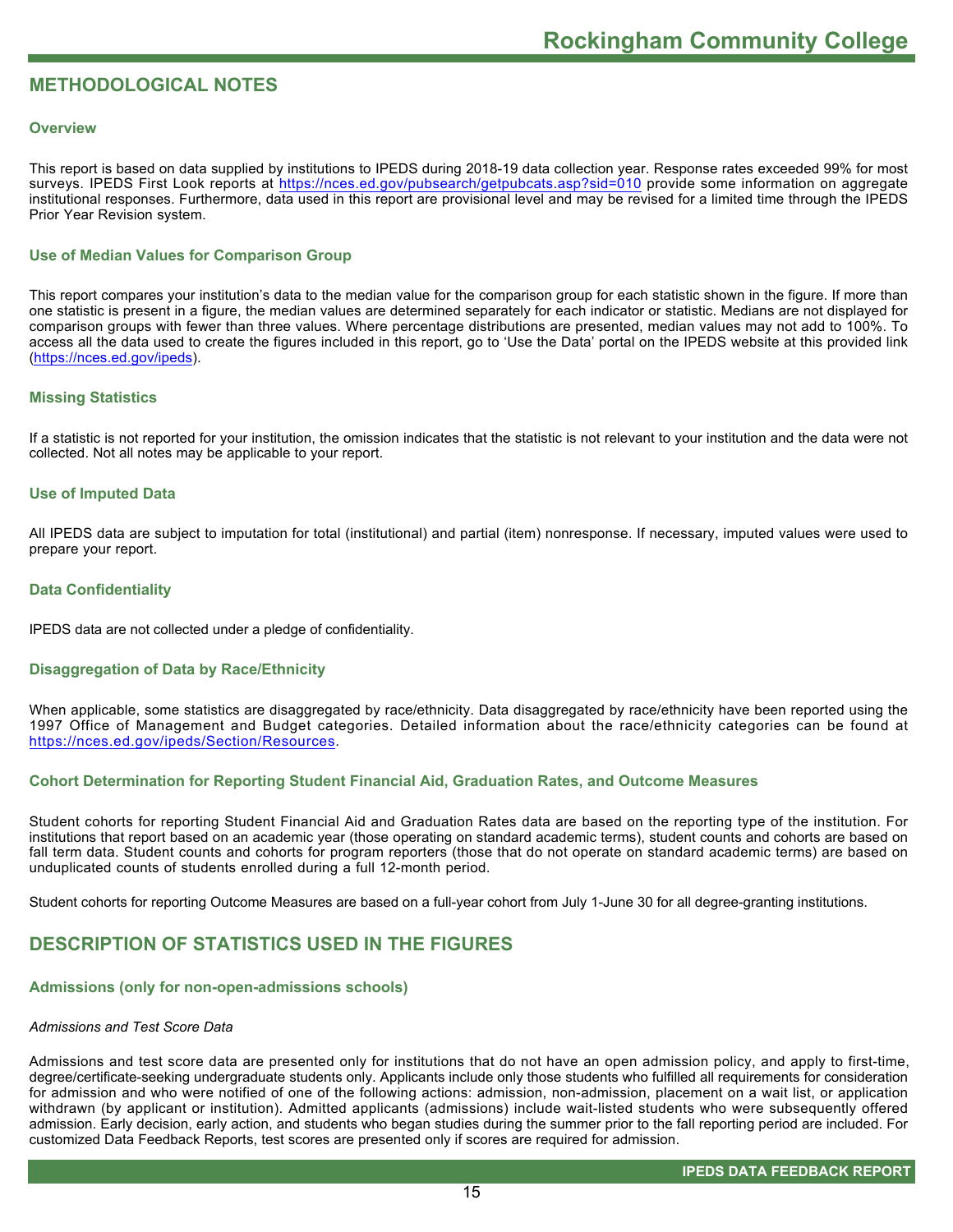## METHODOLOGICAL NOTES

### Overview

This report is based on data supplied by institutions to IPEDS during 2018-19 data collection year. Response rates exceeded 99% for most surveys. IPEDS First Look reports at https://nces.ed.gov/pubsearch/getpubcats.asp?sid=010 provide some information on aggregate institutional responses. Furthermore, data used in this report are provisional level and may be revised for a limited time through the IPEDS Prior Year Revision system.

### Use of Median Values for Comparison Group

This report compares your institution's data to the median value for the comparison group for each statistic shown in the figure. If more than one statistic is present in a figure, the median values are determined separately for each indicator or statistic. Medians are not displayed for comparison groups with fewer than three values. Where percentage distributions are presented, median values may not add to 100%. To access all the data used to create the figures included in this report, go to 'Use the Data' portal on the IPEDS website at this provided link (https://nces.ed.gov/ipeds).

### Missing Statistics

If a statistic is not reported for your institution, the omission indicates that the statistic is not relevant to your institution and the data were not collected. Not all notes may be applicable to your report.

### Use of Imputed Data

All IPEDS data are subject to imputation for total (institutional) and partial (item) nonresponse. If necessary, imputed values were used to prepare your report.

### Data Confidentiality

IPEDS data are not collected under a pledge of confidentiality.

### Disaggregation of Data by Race/Ethnicity

When applicable, some statistics are disaggregated by race/ethnicity. Data disaggregated by race/ethnicity have been reported using the 1997 Office of Management and Budget categories. Detailed information about the race/ethnicity categories can be found at https://nces.ed.gov/ipeds/Section/Resources.

### Cohort Determination for Reporting Student Financial Aid, Graduation Rates, and Outcome Measures

Student cohorts for reporting Student Financial Aid and Graduation Rates data are based on the reporting type of the institution. For institutions that report based on an academic year (those operating on standard academic terms), student counts and cohorts are based on fall term data. Student counts and cohorts for program reporters (those that do not operate on standard academic terms) are based on unduplicated counts of students enrolled during a full 12-month period.

Student cohorts for reporting Outcome Measures are based on a full-year cohort from July 1-June 30 for all degree-granting institutions.

## DESCRIPTION OF STATISTICS USED IN THE FIGURES

### Admissions (only for non-open-admissions schools)

*Admissions and Test Score Data*

Admissions and test score data are presented only for institutions that do not have an open admission policy, and apply to first-time, degree/certificate-seeking undergraduate students only. Applicants include only those students who fulfilled all requirements for consideration for admission and who were notified of one of the following actions: admission, non-admission, placement on a wait list, or application withdrawn (by applicant or institution). Admitted applicants (admissions) include wait-listed students who were subsequently offered admission. Early decision, early action, and students who began studies during the summer prior to the fall reporting period are included. For customized Data Feedback Reports, test scores are presented only if scores are required for admission.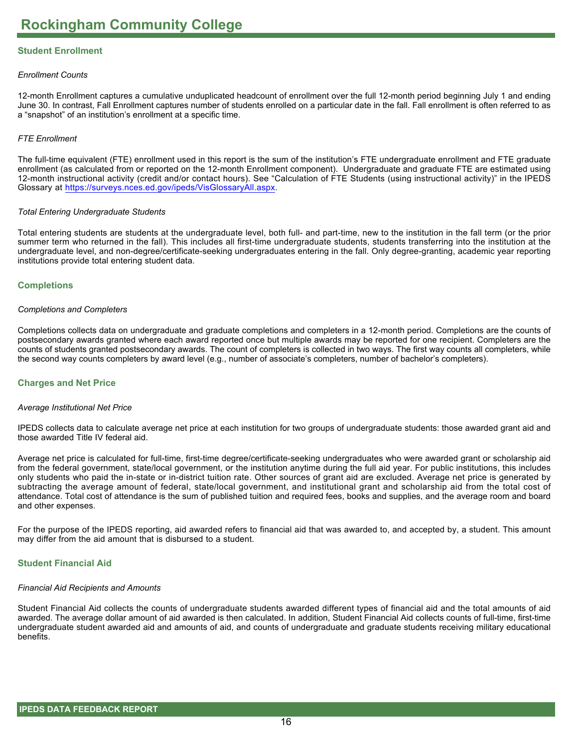# Rockingham Community College

## Student Enrollment

*Enrollment Counts*

12-month Enrollment captures a cumulative unduplicated headcount of enrollment over the full 12-month period beginning July 1 and ending June 30. In contrast, Fall Enrollment captures number of students enrolled on a particular date in the fall. Fall enrollment is often referred to as a “snapshot” of an institution’s enrollment at a specific time.

*FTE Enrollment*

The full-time equivalent (FTE) enrollment used in this report is the sum of the institution’s FTE undergraduate enrollment and FTE graduate enrollment (as calculated from or reported on the 12-month Enrollment component). Undergraduate and graduate FTE are estimated using 12-month instructional activity (credit and/or contact hours). See “Calculation of FTE Students (using instructional activity)” in the IPEDS Glossary at https://surveys.nces.ed.gov/ipeds/VisGlossaryAll.aspx.

*Total Entering Undergraduate Students*

Total entering students are students at the undergraduate level, both full- and part-time, new to the institution in the fall term (or the prior summer term who returned in the fall). This includes all first-time undergraduate students, students transferring into the institution at the undergraduate level, and non-degree/certificate-seeking undergraduates entering in the fall. Only degree-granting, academic year reporting institutions provide total entering student data.

## Completions

*Completions and Completers*

Completions collects data on undergraduate and graduate completions and completers in a 12-month period. Completions are the counts of postsecondary awards granted where each award reported once but multiple awards may be reported for one recipient. Completers are the counts of students granted postsecondary awards. The count of completers is collected in two ways. The first way counts all completers, while the second way counts completers by award level (e.g., number of associate’s completers, number of bachelor’s completers).

## Charges and Net Price

*Average Institutional Net Price*

IPEDS collects data to calculate average net price at each institution for two groups of undergraduate students: those awarded grant aid and those awarded Title IV federal aid.

Average net price is calculated for full-time, first-time degree/certificate-seeking undergraduates who were awarded grant or scholarship aid from the federal government, state/local government, or the institution anytime during the full aid year. For public institutions, this includes only students who paid the in-state or in-district tuition rate. Other sources of grant aid are excluded. Average net price is generated by subtracting the average amount of federal, state/local government, and institutional grant and scholarship aid from the total cost of attendance. Total cost of attendance is the sum of published tuition and required fees, books and supplies, and the average room and board and other expenses.

For the purpose of the IPEDS reporting, aid awarded refers to financial aid that was awarded to, and accepted by, a student. This amount may differ from the aid amount that is disbursed to a student.

## Student Financial Aid

*Financial Aid Recipients and Amounts*

Student Financial Aid collects the counts of undergraduate students awarded different types of financial aid and the total amounts of aid awarded. The average dollar amount of aid awarded is then calculated. In addition, Student Financial Aid collects counts of full-time, first-time undergraduate student awarded aid and amounts of aid, and counts of undergraduate and graduate students receiving military educational benefits.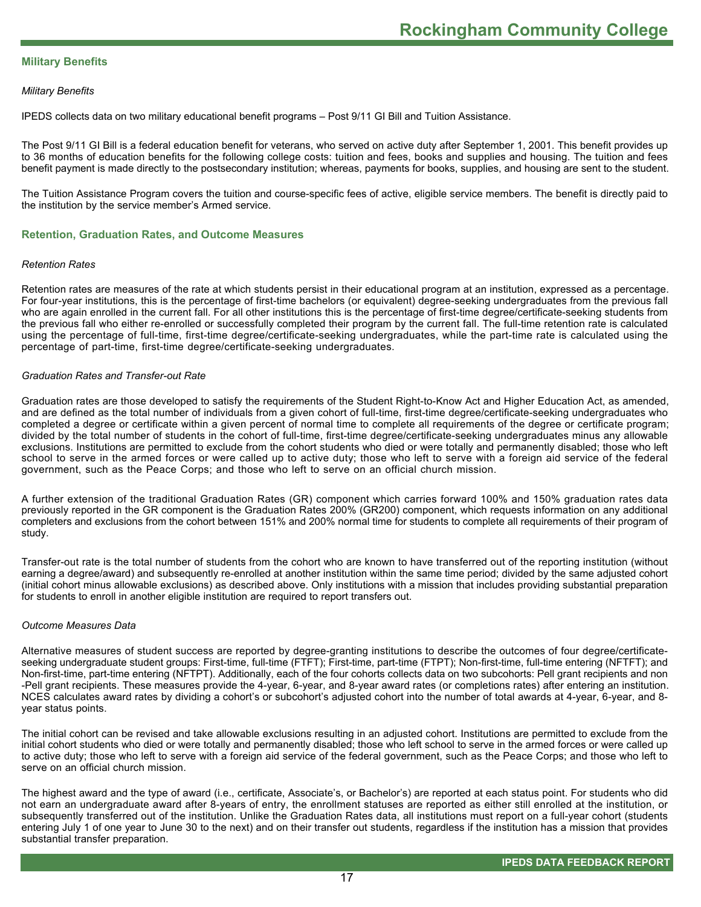## Military Benefits

*Military Benefits*

IPEDS collects data on two military educational benefit programs – Post 9/11 GI Bill and Tuition Assistance.

The Post 9/11 GI Bill is a federal education benefit for veterans, who served on active duty after September 1, 2001. This benefit provides up to 36 months of education benefits for the following college costs: tuition and fees, books and supplies and housing. The tuition and fees benefit payment is made directly to the postsecondary institution; whereas, payments for books, supplies, and housing are sent to the student.

The Tuition Assistance Program covers the tuition and course-specific fees of active, eligible service members. The benefit is directly paid to the institution by the service member's Armed service.

## Retention, Graduation Rates, and Outcome Measures

*Retention Rates*

Retention rates are measures of the rate at which students persist in their educational program at an institution, expressed as a percentage. For four-year institutions, this is the percentage of first-time bachelors (or equivalent) degree-seeking undergraduates from the previous fall who are again enrolled in the current fall. For all other institutions this is the percentage of first-time degree/certificate-seeking students from the previous fall who either re-enrolled or successfully completed their program by the current fall. The full-time retention rate is calculated using the percentage of full-time, first-time degree/certificate-seeking undergraduates, while the part-time rate is calculated using the percentage of part-time, first-time degree/certificate-seeking undergraduates.

*Graduation Rates and Transfer-out Rate*

Graduation rates are those developed to satisfy the requirements of the Student Right-to-Know Act and Higher Education Act, as amended, and are defined as the total number of individuals from a given cohort of full-time, first-time degree/certificate-seeking undergraduates who completed a degree or certificate within a given percent of normal time to complete all requirements of the degree or certificate program; divided by the total number of students in the cohort of full-time, first-time degree/certificate-seeking undergraduates minus any allowable exclusions. Institutions are permitted to exclude from the cohort students who died or were totally and permanently disabled; those who left school to serve in the armed forces or were called up to active duty; those who left to serve with a foreign aid service of the federal government, such as the Peace Corps; and those who left to serve on an official church mission.

A further extension of the traditional Graduation Rates (GR) component which carries forward 100% and 150% graduation rates data previously reported in the GR component is the Graduation Rates 200% (GR200) component, which requests information on any additional completers and exclusions from the cohort between 151% and 200% normal time for students to complete all requirements of their program of study.

Transfer-out rate is the total number of students from the cohort who are known to have transferred out of the reporting institution (without earning a degree/award) and subsequently re-enrolled at another institution within the same time period; divided by the same adjusted cohort (initial cohort minus allowable exclusions) as described above. Only institutions with a mission that includes providing substantial preparation for students to enroll in another eligible institution are required to report transfers out.

*Outcome Measures Data*

Alternative measures of student success are reported by degree-granting institutions to describe the outcomes of four degree/certificate-seeking undergraduate student groups: First-time, full-time (FTFT); First-time, part-time (FTPT); Non-first-time, full-time entering (NFTFT); and Non-first-time, part-time entering (NFTPT). Additionally, each of the four cohorts collects data on two subcohorts: Pell grant recipients and non -Pell grant recipients. These measures provide the 4-year, 6-year, and 8-year award rates (or completions rates) after entering an institution. NCES calculates award rates by dividing a cohort's or subcohort's adjusted cohort into the number of total awards at 4-year, 6-year, and 8-year status points.

The initial cohort can be revised and take allowable exclusions resulting in an adjusted cohort. Institutions are permitted to exclude from the initial cohort students who died or were totally and permanently disabled; those who left school to serve in the armed forces or were called up to active duty; those who left to serve with a foreign aid service of the federal government, such as the Peace Corps; and those who left to serve on an official church mission.

The highest award and the type of award (i.e., certificate, Associate's, or Bachelor's) are reported at each status point. For students who did not earn an undergraduate award after 8-years of entry, the enrollment statuses are reported as either still enrolled at the institution, or subsequently transferred out of the institution. Unlike the Graduation Rates data, all institutions must report on a full-year cohort (students entering July 1 of one year to June 30 to the next) and on their transfer out students, regardless if the institution has a mission that provides substantial transfer preparation.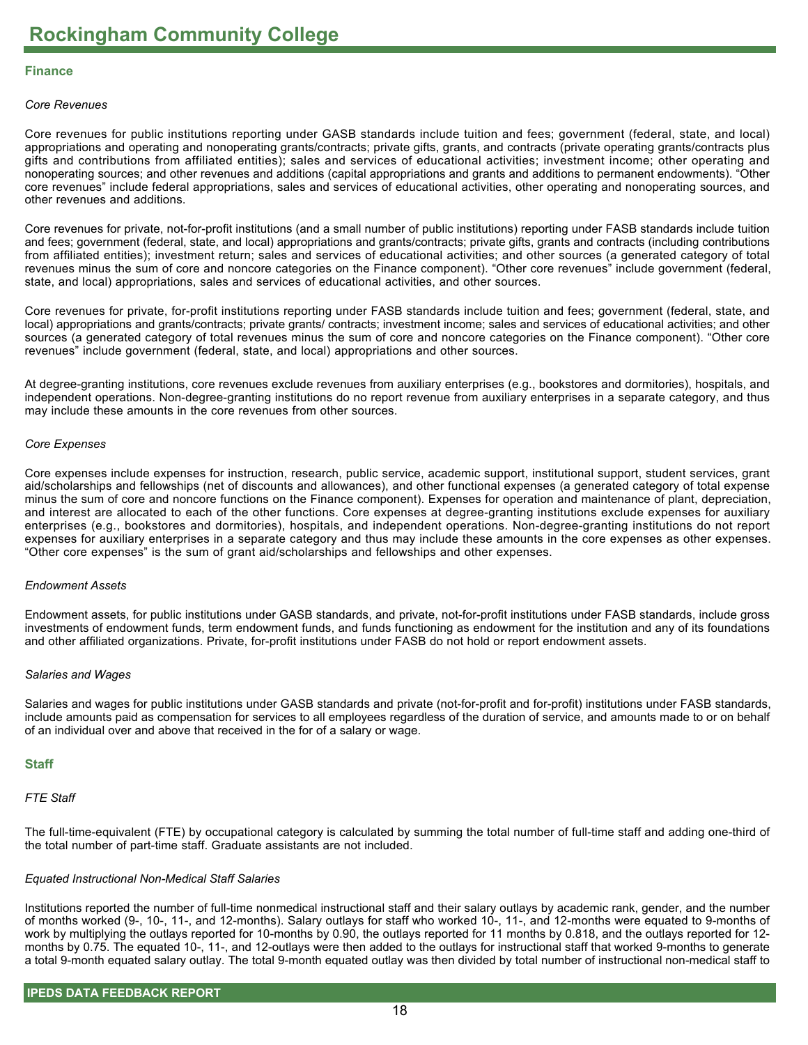## Finance

### *Core Revenues*

Core revenues for public institutions reporting under GASB standards include tuition and fees; government (federal, state, and local) appropriations and operating and nonoperating grants/contracts; private gifts, grants, and contracts (private operating grants/contracts plus gifts and contributions from affiliated entities); sales and services of educational activities; investment income; other operating and nonoperating sources; and other revenues and additions (capital appropriations and grants and additions to permanent endowments). "Other core revenues" include federal appropriations, sales and services of educational activities, other operating and nonoperating sources, and other revenues and additions.

Core revenues for private, not-for-profit institutions (and a small number of public institutions) reporting under FASB standards include tuition and fees; government (federal, state, and local) appropriations and grants/contracts; private gifts, grants and contracts (including contributions from affiliated entities); investment return; sales and services of educational activities; and other sources (a generated category of total revenues minus the sum of core and noncore categories on the Finance component). "Other core revenues" include government (federal, state, and local) appropriations, sales and services of educational activities, and other sources.

Core revenues for private, for-profit institutions reporting under FASB standards include tuition and fees; government (federal, state, and local) appropriations and grants/contracts; private grants/ contracts; investment income; sales and services of educational activities; and other sources (a generated category of total revenues minus the sum of core and noncore categories on the Finance component). "Other core revenues" include government (federal, state, and local) appropriations and other sources.

At degree-granting institutions, core revenues exclude revenues from auxiliary enterprises (e.g., bookstores and dormitories), hospitals, and independent operations. Non-degree-granting institutions do no report revenue from auxiliary enterprises in a separate category, and thus may include these amounts in the core revenues from other sources.

### *Core Expenses*

Core expenses include expenses for instruction, research, public service, academic support, institutional support, student services, grant aid/scholarships and fellowships (net of discounts and allowances), and other functional expenses (a generated category of total expense minus the sum of core and noncore functions on the Finance component). Expenses for operation and maintenance of plant, depreciation, and interest are allocated to each of the other functions. Core expenses at degree-granting institutions exclude expenses for auxiliary enterprises (e.g., bookstores and dormitories), hospitals, and independent operations. Non-degree-granting institutions do not report expenses for auxiliary enterprises in a separate category and thus may include these amounts in the core expenses as other expenses. "Other core expenses" is the sum of grant aid/scholarships and fellowships and other expenses.

### *Endowment Assets*

Endowment assets, for public institutions under GASB standards, and private, not-for-profit institutions under FASB standards, include gross investments of endowment funds, term endowment funds, and funds functioning as endowment for the institution and any of its foundations and other affiliated organizations. Private, for-profit institutions under FASB do not hold or report endowment assets.

### *Salaries and Wages*

Salaries and wages for public institutions under GASB standards and private (not-for-profit and for-profit) institutions under FASB standards, include amounts paid as compensation for services to all employees regardless of the duration of service, and amounts made to or on behalf of an individual over and above that received in the for of a salary or wage.

## Staff

### *FTE Staff*

The full-time-equivalent (FTE) by occupational category is calculated by summing the total number of full-time staff and adding one-third of the total number of part-time staff. Graduate assistants are not included.

### *Equated Instructional Non-Medical Staff Salaries*

Institutions reported the number of full-time nonmedical instructional staff and their salary outlays by academic rank, gender, and the number of months worked (9-, 10-, 11-, and 12-months). Salary outlays for staff who worked 10-, 11-, and 12-months were equated to 9-months of work by multiplying the outlays reported for 10-months by 0.90, the outlays reported for 11 months by 0.818, and the outlays reported for 12-months by 0.75. The equated 10-, 11-, and 12-outlays were then added to the outlays for instructional staff that worked 9-months to generate a total 9-month equated salary outlay. The total 9-month equated outlay was then divided by total number of instructional non-medical staff to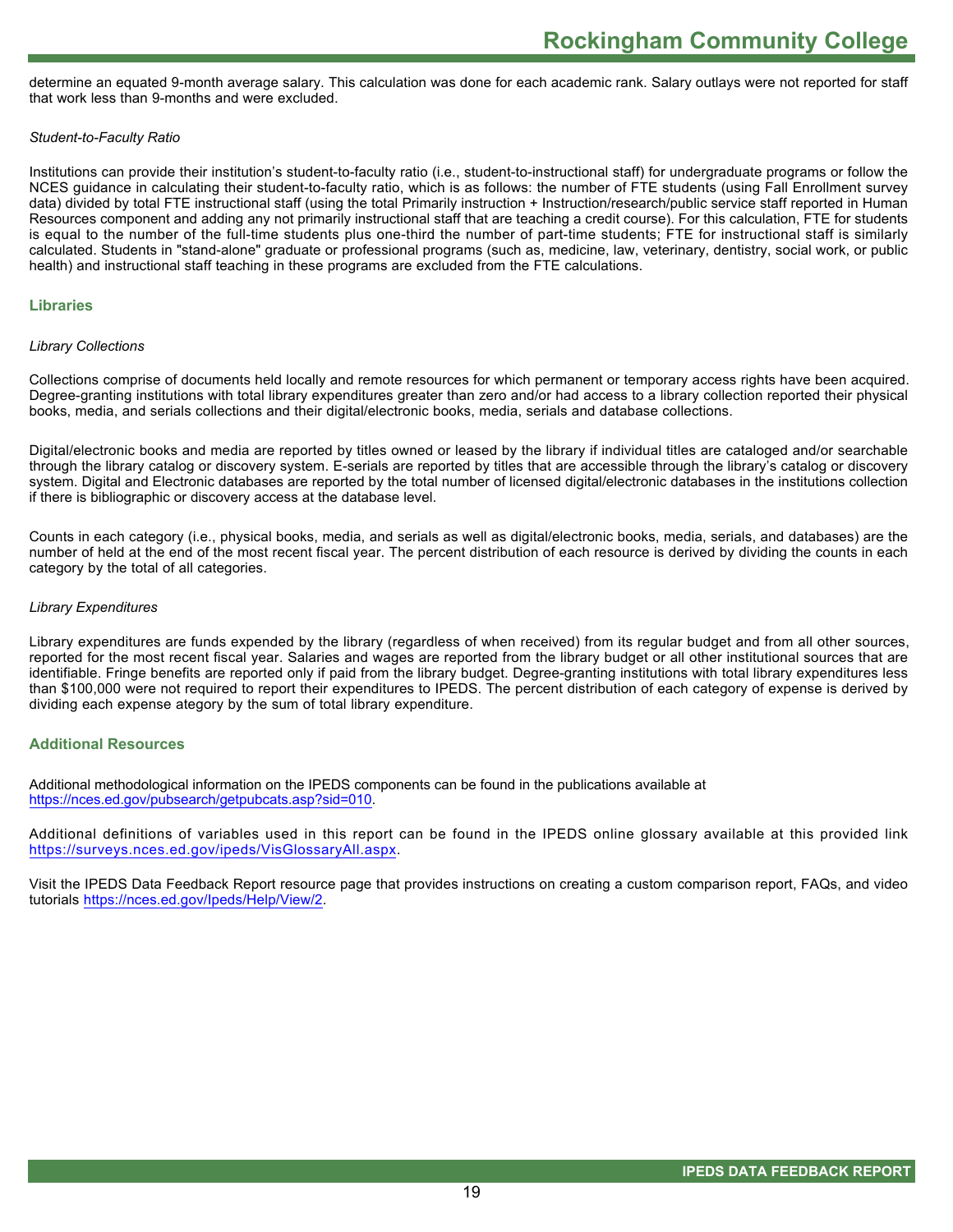determine an equated 9-month average salary. This calculation was done for each academic rank. Salary outlays were not reported for staff that work less than 9-months and were excluded.

*Student-to-Faculty Ratio*

Institutions can provide their institution's student-to-faculty ratio (i.e., student-to-instructional staff) for undergraduate programs or follow the NCES guidance in calculating their student-to-faculty ratio, which is as follows: the number of FTE students (using Fall Enrollment survey data) divided by total FTE instructional staff (using the total Primarily instruction + Instruction/research/public service staff reported in Human Resources component and adding any not primarily instructional staff that are teaching a credit course). For this calculation, FTE for students is equal to the number of the full-time students plus one-third the number of part-time students; FTE for instructional staff is similarly calculated. Students in "stand-alone" graduate or professional programs (such as, medicine, law, veterinary, dentistry, social work, or public health) and instructional staff teaching in these programs are excluded from the FTE calculations.

## Libraries

*Library Collections*

Collections comprise of documents held locally and remote resources for which permanent or temporary access rights have been acquired. Degree-granting institutions with total library expenditures greater than zero and/or had access to a library collection reported their physical books, media, and serials collections and their digital/electronic books, media, serials and database collections.

Digital/electronic books and media are reported by titles owned or leased by the library if individual titles are cataloged and/or searchable through the library catalog or discovery system. E-serials are reported by titles that are accessible through the library's catalog or discovery system. Digital and Electronic databases are reported by the total number of licensed digital/electronic databases in the institutions collection if there is bibliographic or discovery access at the database level.

Counts in each category (i.e., physical books, media, and serials as well as digital/electronic books, media, serials, and databases) are the number of held at the end of the most recent fiscal year. The percent distribution of each resource is derived by dividing the counts in each category by the total of all categories.

*Library Expenditures*

Library expenditures are funds expended by the library (regardless of when received) from its regular budget and from all other sources, reported for the most recent fiscal year. Salaries and wages are reported from the library budget or all other institutional sources that are identifiable. Fringe benefits are reported only if paid from the library budget. Degree-granting institutions with total library expenditures less than $100,000 were not required to report their expenditures to IPEDS. The percent distribution of each category of expense is derived by dividing each expense ategory by the sum of total library expenditure.

## Additional Resources

Additional methodological information on the IPEDS components can be found in the publications available at https://nces.ed.gov/pubsearch/getpubcats.asp?sid=010.

Additional definitions of variables used in this report can be found in the IPEDS online glossary available at this provided link https://surveys.nces.ed.gov/ipeds/VisGlossaryAll.aspx.

Visit the IPEDS Data Feedback Report resource page that provides instructions on creating a custom comparison report, FAQs, and video tutorials https://nces.ed.gov/Ipeds/Help/View/2.